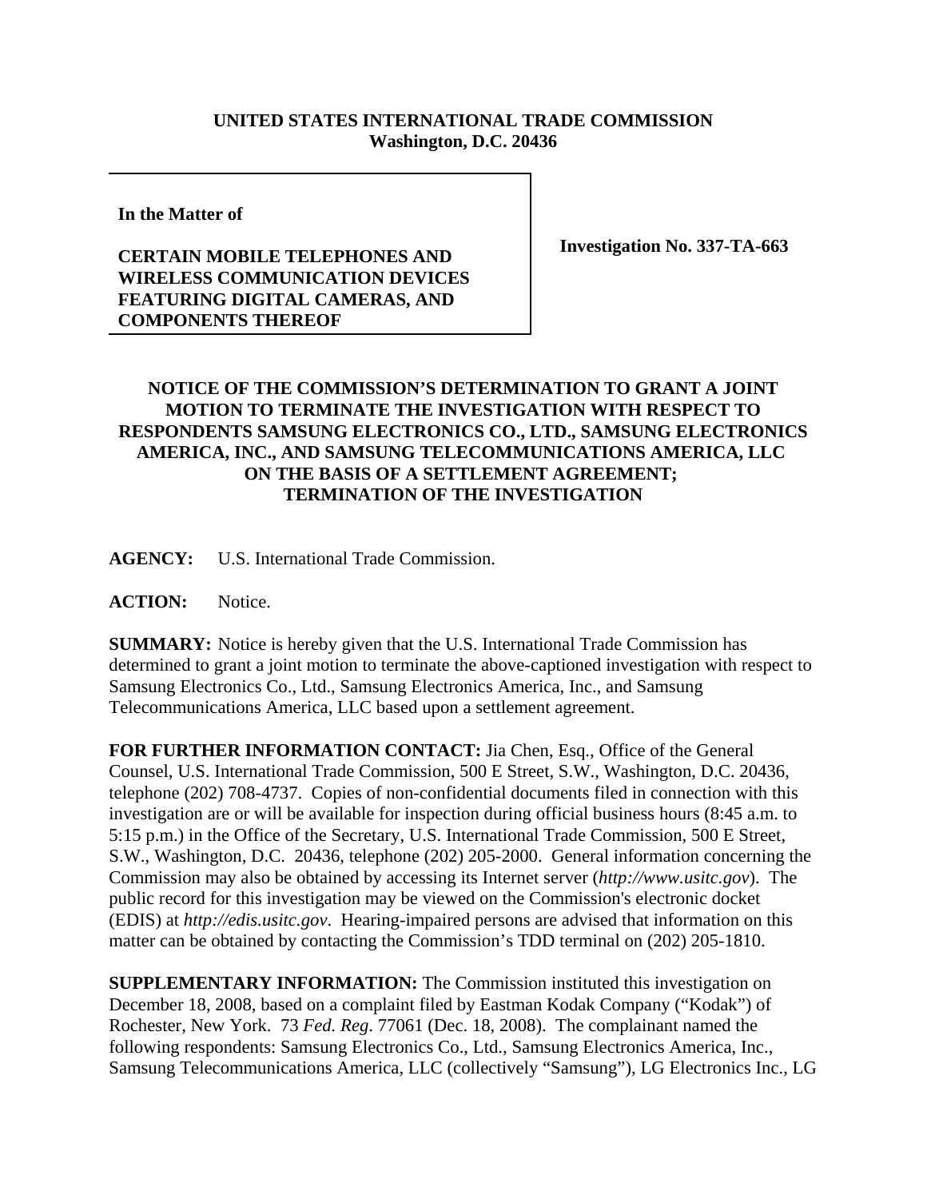**UNITED STATES INTERNATIONAL TRADE COMMISSION**
**Washington, D.C. 20436**

**In the Matter of**

**CERTAIN MOBILE TELEPHONES AND WIRELESS COMMUNICATION DEVICES FEATURING DIGITAL CAMERAS, AND COMPONENTS THEREOF**

**Investigation No. 337-TA-663**

## NOTICE OF THE COMMISSION'S DETERMINATION TO GRANT A JOINT MOTION TO TERMINATE THE INVESTIGATION WITH RESPECT TO RESPONDENTS SAMSUNG ELECTRONICS CO., LTD., SAMSUNG ELECTRONICS AMERICA, INC., AND SAMSUNG TELECOMMUNICATIONS AMERICA, LLC ON THE BASIS OF A SETTLEMENT AGREEMENT; TERMINATION OF THE INVESTIGATION

**AGENCY:** U.S. International Trade Commission.

**ACTION:** Notice.

**SUMMARY:** Notice is hereby given that the U.S. International Trade Commission has determined to grant a joint motion to terminate the above-captioned investigation with respect to Samsung Electronics Co., Ltd., Samsung Electronics America, Inc., and Samsung Telecommunications America, LLC based upon a settlement agreement.

**FOR FURTHER INFORMATION CONTACT:** Jia Chen, Esq., Office of the General Counsel, U.S. International Trade Commission, 500 E Street, S.W., Washington, D.C. 20436, telephone (202) 708-4737. Copies of non-confidential documents filed in connection with this investigation are or will be available for inspection during official business hours (8:45 a.m. to 5:15 p.m.) in the Office of the Secretary, U.S. International Trade Commission, 500 E Street, S.W., Washington, D.C. 20436, telephone (202) 205-2000. General information concerning the Commission may also be obtained by accessing its Internet server (*http://www.usitc.gov*). The public record for this investigation may be viewed on the Commission's electronic docket (EDIS) at *http://edis.usitc.gov*. Hearing-impaired persons are advised that information on this matter can be obtained by contacting the Commission's TDD terminal on (202) 205-1810.

**SUPPLEMENTARY INFORMATION:** The Commission instituted this investigation on December 18, 2008, based on a complaint filed by Eastman Kodak Company ("Kodak") of Rochester, New York. 73 *Fed. Reg.* 77061 (Dec. 18, 2008). The complainant named the following respondents: Samsung Electronics Co., Ltd., Samsung Electronics America, Inc., Samsung Telecommunications America, LLC (collectively "Samsung"), LG Electronics Inc., LG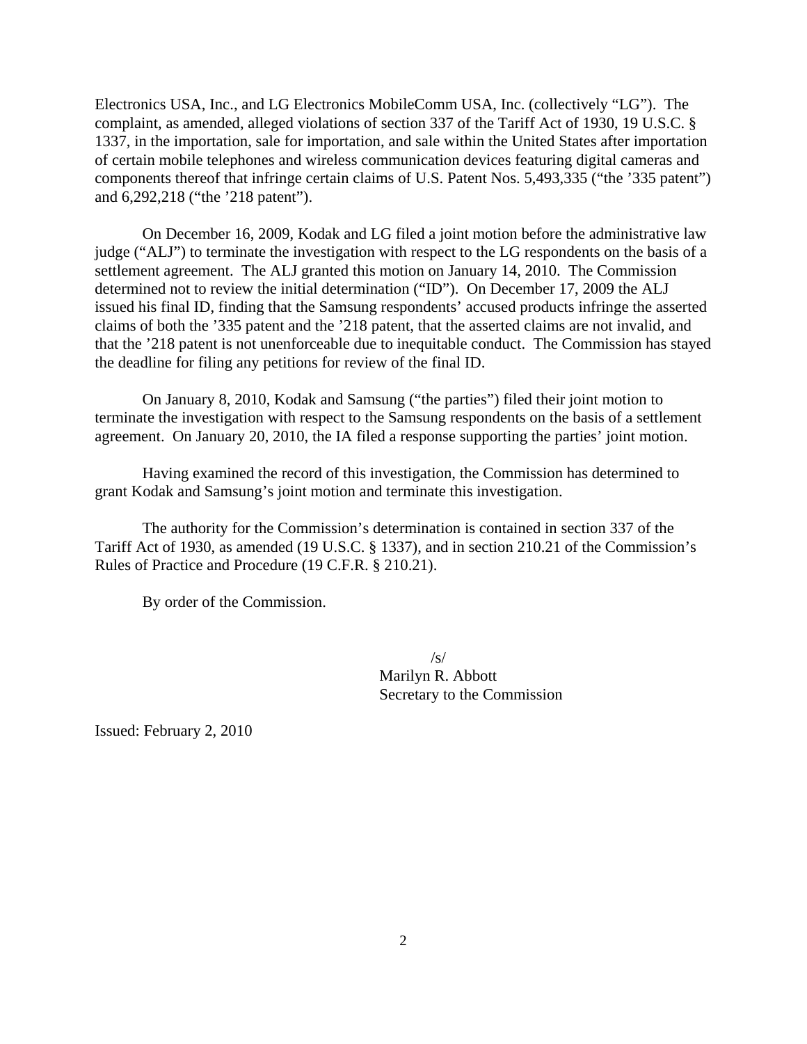Electronics USA, Inc., and LG Electronics MobileComm USA, Inc. (collectively "LG"). The complaint, as amended, alleged violations of section 337 of the Tariff Act of 1930, 19 U.S.C. § 1337, in the importation, sale for importation, and sale within the United States after importation of certain mobile telephones and wireless communication devices featuring digital cameras and components thereof that infringe certain claims of U.S. Patent Nos. 5,493,335 ("the '335 patent") and 6,292,218 ("the '218 patent").

On December 16, 2009, Kodak and LG filed a joint motion before the administrative law judge ("ALJ") to terminate the investigation with respect to the LG respondents on the basis of a settlement agreement. The ALJ granted this motion on January 14, 2010. The Commission determined not to review the initial determination ("ID"). On December 17, 2009 the ALJ issued his final ID, finding that the Samsung respondents' accused products infringe the asserted claims of both the '335 patent and the '218 patent, that the asserted claims are not invalid, and that the '218 patent is not unenforceable due to inequitable conduct. The Commission has stayed the deadline for filing any petitions for review of the final ID.

On January 8, 2010, Kodak and Samsung ("the parties") filed their joint motion to terminate the investigation with respect to the Samsung respondents on the basis of a settlement agreement. On January 20, 2010, the IA filed a response supporting the parties' joint motion.

Having examined the record of this investigation, the Commission has determined to grant Kodak and Samsung's joint motion and terminate this investigation.

The authority for the Commission's determination is contained in section 337 of the Tariff Act of 1930, as amended (19 U.S.C. § 1337), and in section 210.21 of the Commission's Rules of Practice and Procedure (19 C.F.R. § 210.21).

By order of the Commission.

/s/
Marilyn R. Abbott
Secretary to the Commission

Issued: February 2, 2010